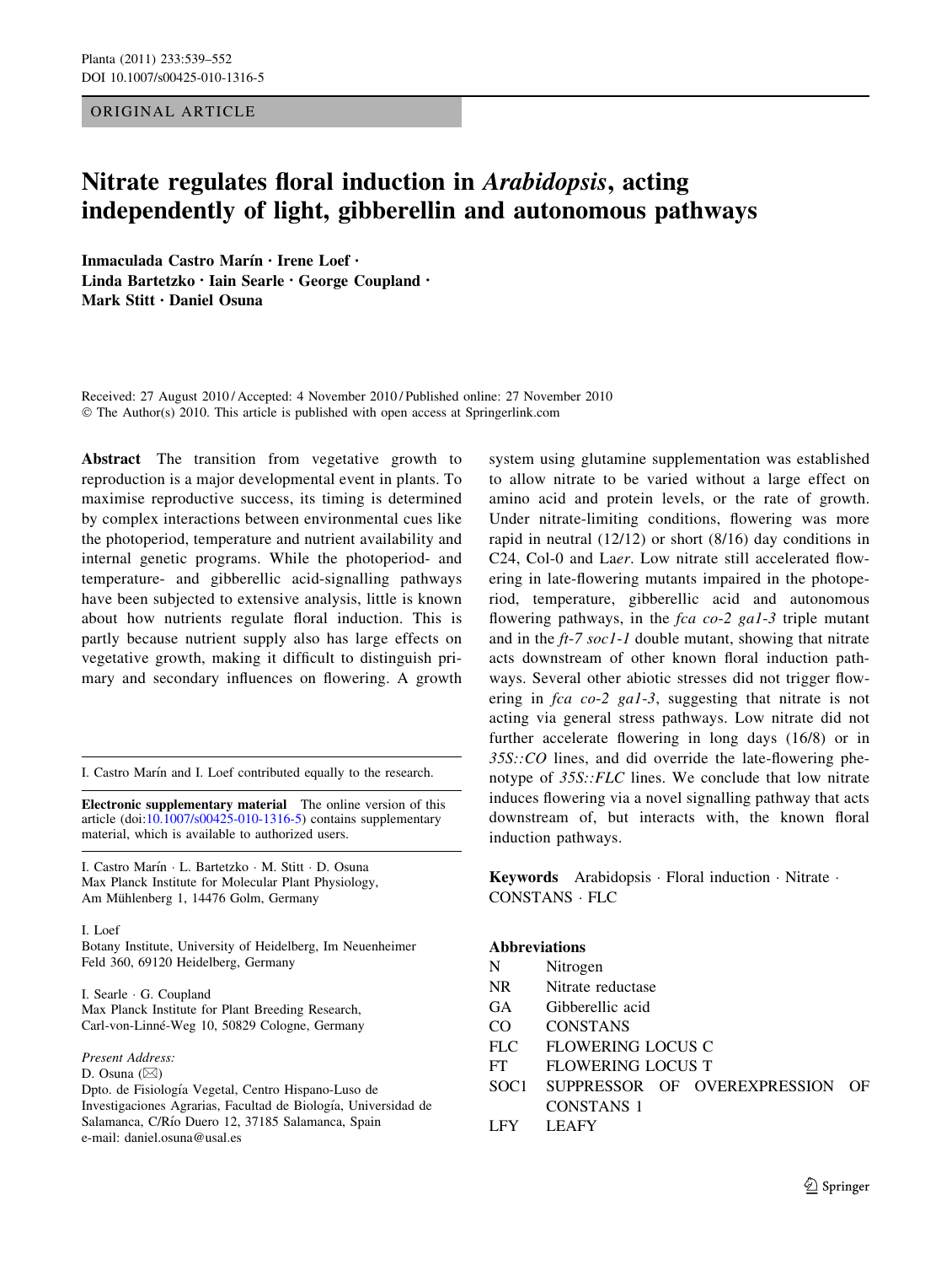ORIGINAL ARTICLE

# Nitrate regulates floral induction in *Arabidopsis*, acting independently of light, gibberellin and autonomous pathways

**Inmaculada Castro Marín · Irene Loef · Linda Bartetzko · Iain Searle · George Coupland · Mark Stitt · Daniel Osuna**

Received: 27 August 2010 / Accepted: 4 November 2010 / Published online: 27 November 2010
© The Author(s) 2010. This article is published with open access at Springerlink.com

**Abstract** The transition from vegetative growth to reproduction is a major developmental event in plants. To maximise reproductive success, its timing is determined by complex interactions between environmental cues like the photoperiod, temperature and nutrient availability and internal genetic programs. While the photoperiod- and temperature- and gibberellic acid-signalling pathways have been subjected to extensive analysis, little is known about how nutrients regulate floral induction. This is partly because nutrient supply also has large effects on vegetative growth, making it difficult to distinguish primary and secondary influences on flowering. A growth system using glutamine supplementation was established to allow nitrate to be varied without a large effect on amino acid and protein levels, or the rate of growth. Under nitrate-limiting conditions, flowering was more rapid in neutral (12/12) or short (8/16) day conditions in C24, Col-0 and La*er*. Low nitrate still accelerated flowering in late-flowering mutants impaired in the photoperiod, temperature, gibberellic acid and autonomous flowering pathways, in the *fca co-2 ga1-3* triple mutant and in the *ft-7 soc1-1* double mutant, showing that nitrate acts downstream of other known floral induction pathways. Several other abiotic stresses did not trigger flowering in *fca co-2 ga1-3*, suggesting that nitrate is not acting via general stress pathways. Low nitrate did not further accelerate flowering in long days (16/8) or in *35S::CO* lines, and did override the late-flowering phenotype of *35S::FLC* lines. We conclude that low nitrate induces flowering via a novel signalling pathway that acts downstream of, but interacts with, the known floral induction pathways.

**Keywords** Arabidopsis · Floral induction · Nitrate · CONSTANS · FLC

**Abbreviations**

| | |
|---|---|
| N | Nitrogen |
| NR | Nitrate reductase |
| GA | Gibberellic acid |
| CO | CONSTANS |
| FLC | FLOWERING LOCUS C |
| FT | FLOWERING LOCUS T |
| SOC1 | SUPPRESSOR OF OVEREXPRESSION OF CONSTANS 1 |
| LFY | LEAFY |

I. Castro Marín and I. Loef contributed equally to the research.

**Electronic supplementary material** The online version of this article (doi:10.1007/s00425-010-1316-5) contains supplementary material, which is available to authorized users.

I. Castro Marín · L. Bartetzko · M. Stitt · D. Osuna
Max Planck Institute for Molecular Plant Physiology, Am Mühlenberg 1, 14476 Golm, Germany

I. Loef
Botany Institute, University of Heidelberg, Im Neuenheimer Feld 360, 69120 Heidelberg, Germany

I. Searle · G. Coupland
Max Planck Institute for Plant Breeding Research, Carl-von-Linné-Weg 10, 50829 Cologne, Germany

*Present Address:*
D. Osuna (✉)
Dpto. de Fisiología Vegetal, Centro Hispano-Luso de Investigaciones Agrarias, Facultad de Biología, Universidad de Salamanca, C/Río Duero 12, 37185 Salamanca, Spain
e-mail: daniel.osuna@usal.es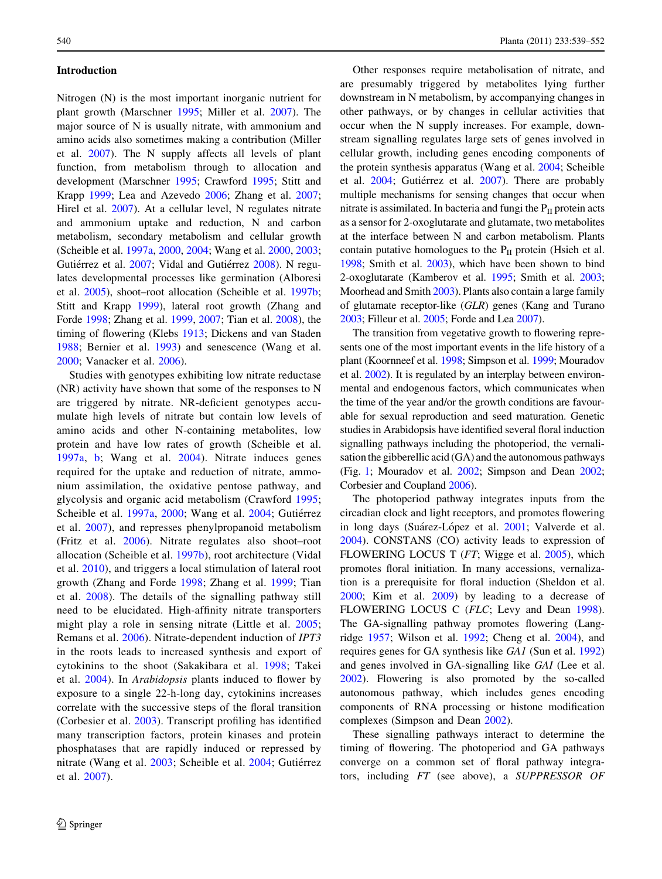## Introduction

Nitrogen (N) is the most important inorganic nutrient for plant growth (Marschner 1995; Miller et al. 2007). The major source of N is usually nitrate, with ammonium and amino acids also sometimes making a contribution (Miller et al. 2007). The N supply affects all levels of plant function, from metabolism through to allocation and development (Marschner 1995; Crawford 1995; Stitt and Krapp 1999; Lea and Azevedo 2006; Zhang et al. 2007; Hirel et al. 2007). At a cellular level, N regulates nitrate and ammonium uptake and reduction, N and carbon metabolism, secondary metabolism and cellular growth (Scheible et al. 1997a, 2000, 2004; Wang et al. 2000, 2003; Gutiérrez et al. 2007; Vidal and Gutiérrez 2008). N regulates developmental processes like germination (Alboresi et al. 2005), shoot–root allocation (Scheible et al. 1997b; Stitt and Krapp 1999), lateral root growth (Zhang and Forde 1998; Zhang et al. 1999, 2007; Tian et al. 2008), the timing of flowering (Klebs 1913; Dickens and van Staden 1988; Bernier et al. 1993) and senescence (Wang et al. 2000; Vanacker et al. 2006).

Studies with genotypes exhibiting low nitrate reductase (NR) activity have shown that some of the responses to N are triggered by nitrate. NR-deficient genotypes accumulate high levels of nitrate but contain low levels of amino acids and other N-containing metabolites, low protein and have low rates of growth (Scheible et al. 1997a, b; Wang et al. 2004). Nitrate induces genes required for the uptake and reduction of nitrate, ammonium assimilation, the oxidative pentose pathway, and glycolysis and organic acid metabolism (Crawford 1995; Scheible et al. 1997a, 2000; Wang et al. 2004; Gutiérrez et al. 2007), and represses phenylpropanoid metabolism (Fritz et al. 2006). Nitrate regulates also shoot–root allocation (Scheible et al. 1997b), root architecture (Vidal et al. 2010), and triggers a local stimulation of lateral root growth (Zhang and Forde 1998; Zhang et al. 1999; Tian et al. 2008). The details of the signalling pathway still need to be elucidated. High-affinity nitrate transporters might play a role in sensing nitrate (Little et al. 2005; Remans et al. 2006). Nitrate-dependent induction of *IPT3* in the roots leads to increased synthesis and export of cytokinins to the shoot (Sakakibara et al. 1998; Takei et al. 2004). In *Arabidopsis* plants induced to flower by exposure to a single 22-h-long day, cytokinins increases correlate with the successive steps of the floral transition (Corbesier et al. 2003). Transcript profiling has identified many transcription factors, protein kinases and protein phosphatases that are rapidly induced or repressed by nitrate (Wang et al. 2003; Scheible et al. 2004; Gutiérrez et al. 2007).

Other responses require metabolisation of nitrate, and are presumably triggered by metabolites lying further downstream in N metabolism, by accompanying changes in other pathways, or by changes in cellular activities that occur when the N supply increases. For example, downstream signalling regulates large sets of genes involved in cellular growth, including genes encoding components of the protein synthesis apparatus (Wang et al. 2004; Scheible et al. 2004; Gutiérrez et al. 2007). There are probably multiple mechanisms for sensing changes that occur when nitrate is assimilated. In bacteria and fungi the $P_{II}$ protein acts as a sensor for 2-oxoglutarate and glutamate, two metabolites at the interface between N and carbon metabolism. Plants contain putative homologues to the $P_{II}$ protein (Hsieh et al. 1998; Smith et al. 2003), which have been shown to bind 2-oxoglutarate (Kamberov et al. 1995; Smith et al. 2003; Moorhead and Smith 2003). Plants also contain a large family of glutamate receptor-like (*GLR*) genes (Kang and Turano 2003; Filleur et al. 2005; Forde and Lea 2007).

The transition from vegetative growth to flowering represents one of the most important events in the life history of a plant (Koornneef et al. 1998; Simpson et al. 1999; Mouradov et al. 2002). It is regulated by an interplay between environmental and endogenous factors, which communicates when the time of the year and/or the growth conditions are favourable for sexual reproduction and seed maturation. Genetic studies in Arabidopsis have identified several floral induction signalling pathways including the photoperiod, the vernalisation the gibberellic acid (GA) and the autonomous pathways (Fig. 1; Mouradov et al. 2002; Simpson and Dean 2002; Corbesier and Coupland 2006).

The photoperiod pathway integrates inputs from the circadian clock and light receptors, and promotes flowering in long days (Suárez-López et al. 2001; Valverde et al. 2004). CONSTANS (CO) activity leads to expression of FLOWERING LOCUS T (*FT*; Wigge et al. 2005), which promotes floral initiation. In many accessions, vernalization is a prerequisite for floral induction (Sheldon et al. 2000; Kim et al. 2009) by leading to a decrease of FLOWERING LOCUS C (*FLC*; Levy and Dean 1998). The GA-signalling pathway promotes flowering (Langridge 1957; Wilson et al. 1992; Cheng et al. 2004), and requires genes for GA synthesis like *GA1* (Sun et al. 1992) and genes involved in GA-signalling like *GAI* (Lee et al. 2002). Flowering is also promoted by the so-called autonomous pathway, which includes genes encoding components of RNA processing or histone modification complexes (Simpson and Dean 2002).

These signalling pathways interact to determine the timing of flowering. The photoperiod and GA pathways converge on a common set of floral pathway integrators, including *FT* (see above), a *SUPPRESSOR OF*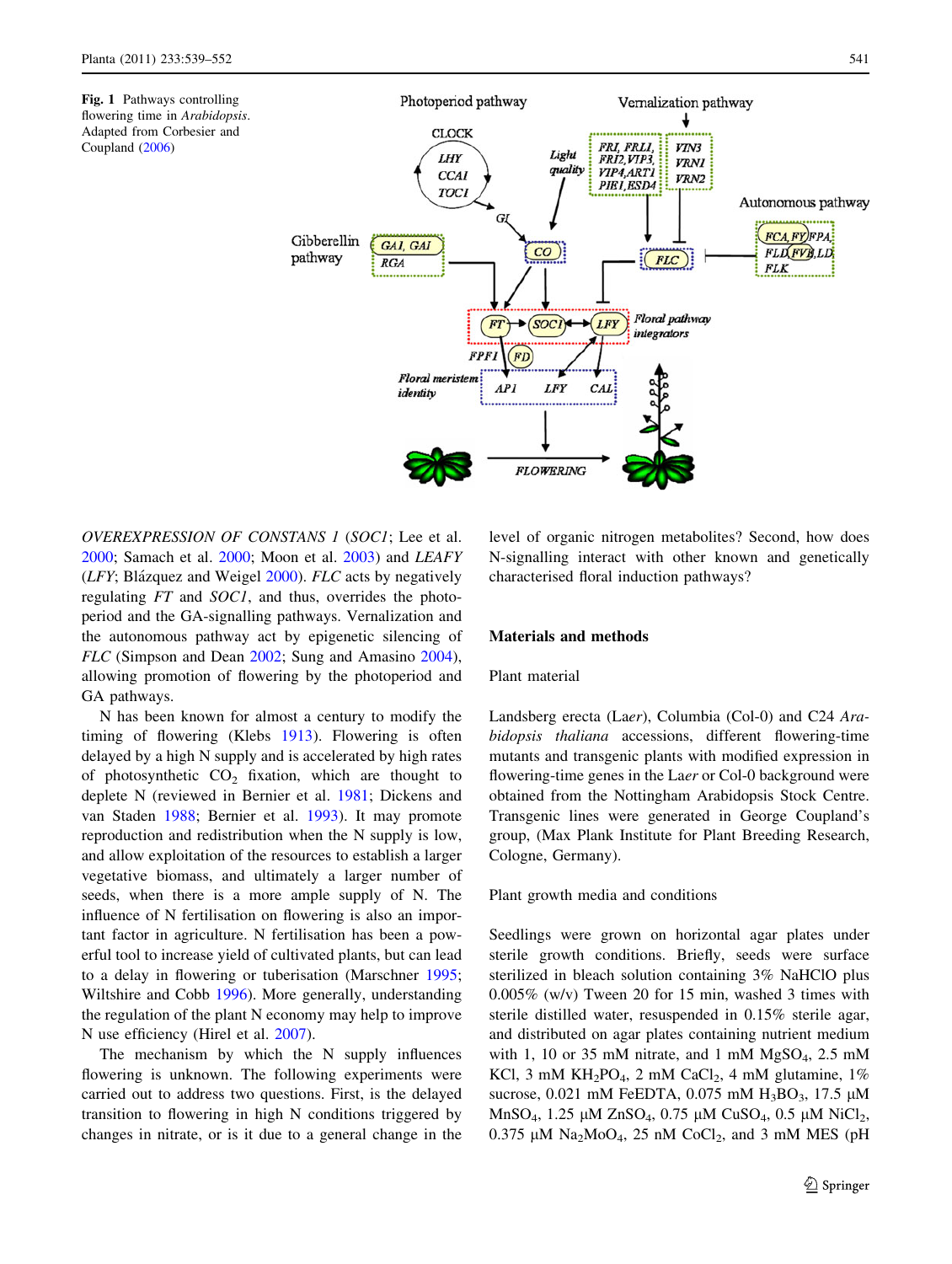Fig. 1 Pathways controlling flowering time in *Arabidopsis*. Adapted from Corbesier and Coupland (2006)

*OVEREXPRESSION OF CONSTANS 1* (*SOC1*; Lee et al. 2000; Samach et al. 2000; Moon et al. 2003) and *LEAFY* (*LFY*; Blázquez and Weigel 2000). *FLC* acts by negatively regulating *FT* and *SOC1*, and thus, overrides the photoperiod and the GA-signalling pathways. Vernalization and the autonomous pathway act by epigenetic silencing of *FLC* (Simpson and Dean 2002; Sung and Amasino 2004), allowing promotion of flowering by the photoperiod and GA pathways.

N has been known for almost a century to modify the timing of flowering (Klebs 1913). Flowering is often delayed by a high N supply and is accelerated by high rates of photosynthetic $CO_2$ fixation, which are thought to deplete N (reviewed in Bernier et al. 1981; Dickens and van Staden 1988; Bernier et al. 1993). It may promote reproduction and redistribution when the N supply is low, and allow exploitation of the resources to establish a larger vegetative biomass, and ultimately a larger number of seeds, when there is a more ample supply of N. The influence of N fertilisation on flowering is also an important factor in agriculture. N fertilisation has been a powerful tool to increase yield of cultivated plants, but can lead to a delay in flowering or tuberisation (Marschner 1995; Wiltshire and Cobb 1996). More generally, understanding the regulation of the plant N economy may help to improve N use efficiency (Hirel et al. 2007).

The mechanism by which the N supply influences flowering is unknown. The following experiments were carried out to address two questions. First, is the delayed transition to flowering in high N conditions triggered by changes in nitrate, or is it due to a general change in the level of organic nitrogen metabolites? Second, how does N-signalling interact with other known and genetically characterised floral induction pathways?

## Materials and methods

### Plant material

Landsberg erecta (La*er*), Columbia (Col-0) and C24 *Arabidopsis thaliana* accessions, different flowering-time mutants and transgenic plants with modified expression in flowering-time genes in the La*er* or Col-0 background were obtained from the Nottingham Arabidopsis Stock Centre. Transgenic lines were generated in George Coupland's group, (Max Plank Institute for Plant Breeding Research, Cologne, Germany).

### Plant growth media and conditions

Seedlings were grown on horizontal agar plates under sterile growth conditions. Briefly, seeds were surface sterilized in bleach solution containing 3% NaHClO plus 0.005% (w/v) Tween 20 for 15 min, washed 3 times with sterile distilled water, resuspended in 0.15% sterile agar, and distributed on agar plates containing nutrient medium with 1, 10 or 35 mM nitrate, and 1 mM $MgSO_4$, 2.5 mM KCl, 3 mM $KH_2PO_4$, 2 mM $CaCl_2$, 4 mM glutamine, 1% sucrose, 0.021 mM FeEDTA, 0.075 mM $H_3BO_3$, 17.5 µM $MnSO_4$, 1.25 µM $ZnSO_4$, 0.75 µM $CuSO_4$, 0.5 µM $NiCl_2$, 0.375 µM $Na_2MoO_4$, 25 nM $CoCl_2$, and 3 mM MES (pH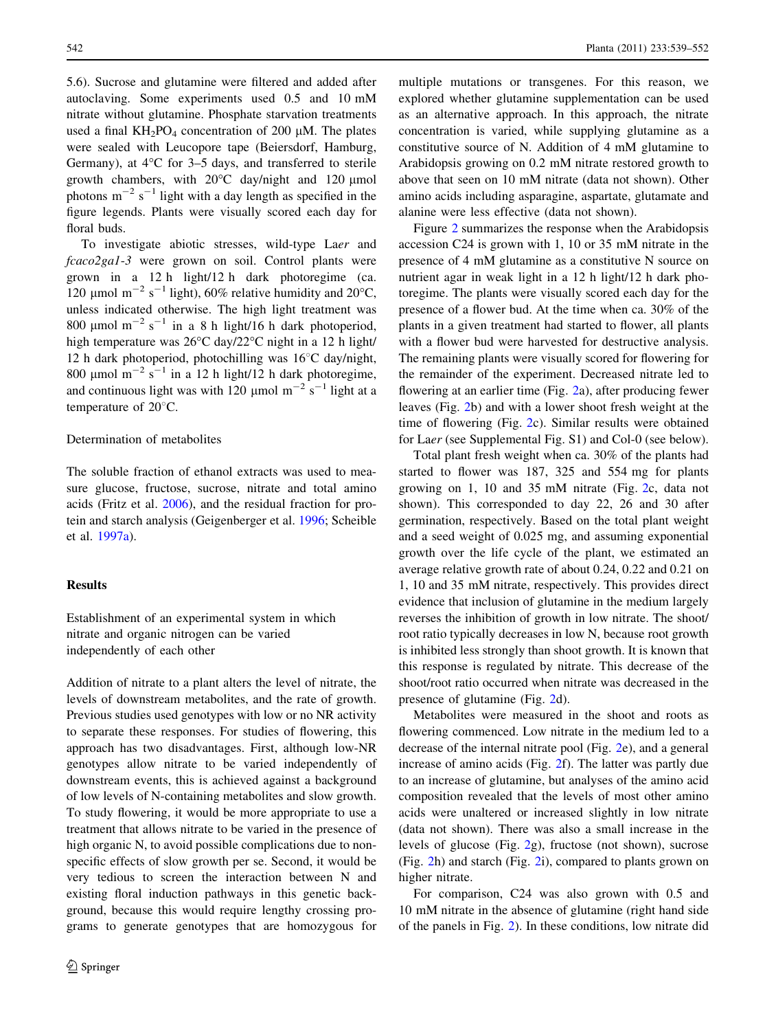5.6). Sucrose and glutamine were filtered and added after autoclaving. Some experiments used 0.5 and 10 mM nitrate without glutamine. Phosphate starvation treatments used a final $KH_2PO_4$ concentration of 200 μM. The plates were sealed with Leucopore tape (Beiersdorf, Hamburg, Germany), at 4°C for 3–5 days, and transferred to sterile growth chambers, with 20°C day/night and 120 μmol photons $m^{-2}$ $s^{-1}$ light with a day length as specified in the figure legends. Plants were visually scored each day for floral buds.

To investigate abiotic stresses, wild-type La*er* and *fcaco2ga1-3* were grown on soil. Control plants were grown in a 12 h light/12 h dark photoregime (ca. 120 μmol $m^{-2}$ $s^{-1}$ light), 60% relative humidity and 20°C, unless indicated otherwise. The high light treatment was 800 μmol $m^{-2}$ $s^{-1}$ in a 8 h light/16 h dark photoperiod, high temperature was 26°C day/22°C night in a 12 h light/12 h dark photoperiod, photochilling was 16°C day/night, 800 μmol $m^{-2}$ $s^{-1}$ in a 12 h light/12 h dark photoregime, and continuous light was with 120 μmol $m^{-2}$ $s^{-1}$ light at a temperature of 20°C.

### Determination of metabolites

The soluble fraction of ethanol extracts was used to measure glucose, fructose, sucrose, nitrate and total amino acids (Fritz et al. 2006), and the residual fraction for protein and starch analysis (Geigenberger et al. 1996; Scheible et al. 1997a).

## Results

### Establishment of an experimental system in which nitrate and organic nitrogen can be varied independently of each other

Addition of nitrate to a plant alters the level of nitrate, the levels of downstream metabolites, and the rate of growth. Previous studies used genotypes with low or no NR activity to separate these responses. For studies of flowering, this approach has two disadvantages. First, although low-NR genotypes allow nitrate to be varied independently of downstream events, this is achieved against a background of low levels of N-containing metabolites and slow growth. To study flowering, it would be more appropriate to use a treatment that allows nitrate to be varied in the presence of high organic N, to avoid possible complications due to non-specific effects of slow growth per se. Second, it would be very tedious to screen the interaction between N and existing floral induction pathways in this genetic background, because this would require lengthy crossing programs to generate genotypes that are homozygous for multiple mutations or transgenes. For this reason, we explored whether glutamine supplementation can be used as an alternative approach. In this approach, the nitrate concentration is varied, while supplying glutamine as a constitutive source of N. Addition of 4 mM glutamine to Arabidopsis growing on 0.2 mM nitrate restored growth to above that seen on 10 mM nitrate (data not shown). Other amino acids including asparagine, aspartate, glutamate and alanine were less effective (data not shown).

Figure 2 summarizes the response when the Arabidopsis accession C24 is grown with 1, 10 or 35 mM nitrate in the presence of 4 mM glutamine as a constitutive N source on nutrient agar in weak light in a 12 h light/12 h dark photoregime. The plants were visually scored each day for the presence of a flower bud. At the time when ca. 30% of the plants in a given treatment had started to flower, all plants with a flower bud were harvested for destructive analysis. The remaining plants were visually scored for flowering for the remainder of the experiment. Decreased nitrate led to flowering at an earlier time (Fig. 2a), after producing fewer leaves (Fig. 2b) and with a lower shoot fresh weight at the time of flowering (Fig. 2c). Similar results were obtained for La*er* (see Supplemental Fig. S1) and Col-0 (see below).

Total plant fresh weight when ca. 30% of the plants had started to flower was 187, 325 and 554 mg for plants growing on 1, 10 and 35 mM nitrate (Fig. 2c, data not shown). This corresponded to day 22, 26 and 30 after germination, respectively. Based on the total plant weight and a seed weight of 0.025 mg, and assuming exponential growth over the life cycle of the plant, we estimated an average relative growth rate of about 0.24, 0.22 and 0.21 on 1, 10 and 35 mM nitrate, respectively. This provides direct evidence that inclusion of glutamine in the medium largely reverses the inhibition of growth in low nitrate. The shoot/root ratio typically decreases in low N, because root growth is inhibited less strongly than shoot growth. It is known that this response is regulated by nitrate. This decrease of the shoot/root ratio occurred when nitrate was decreased in the presence of glutamine (Fig. 2d).

Metabolites were measured in the shoot and roots as flowering commenced. Low nitrate in the medium led to a decrease of the internal nitrate pool (Fig. 2e), and a general increase of amino acids (Fig. 2f). The latter was partly due to an increase of glutamine, but analyses of the amino acid composition revealed that the levels of most other amino acids were unaltered or increased slightly in low nitrate (data not shown). There was also a small increase in the levels of glucose (Fig. 2g), fructose (not shown), sucrose (Fig. 2h) and starch (Fig. 2i), compared to plants grown on higher nitrate.

For comparison, C24 was also grown with 0.5 and 10 mM nitrate in the absence of glutamine (right hand side of the panels in Fig. 2). In these conditions, low nitrate did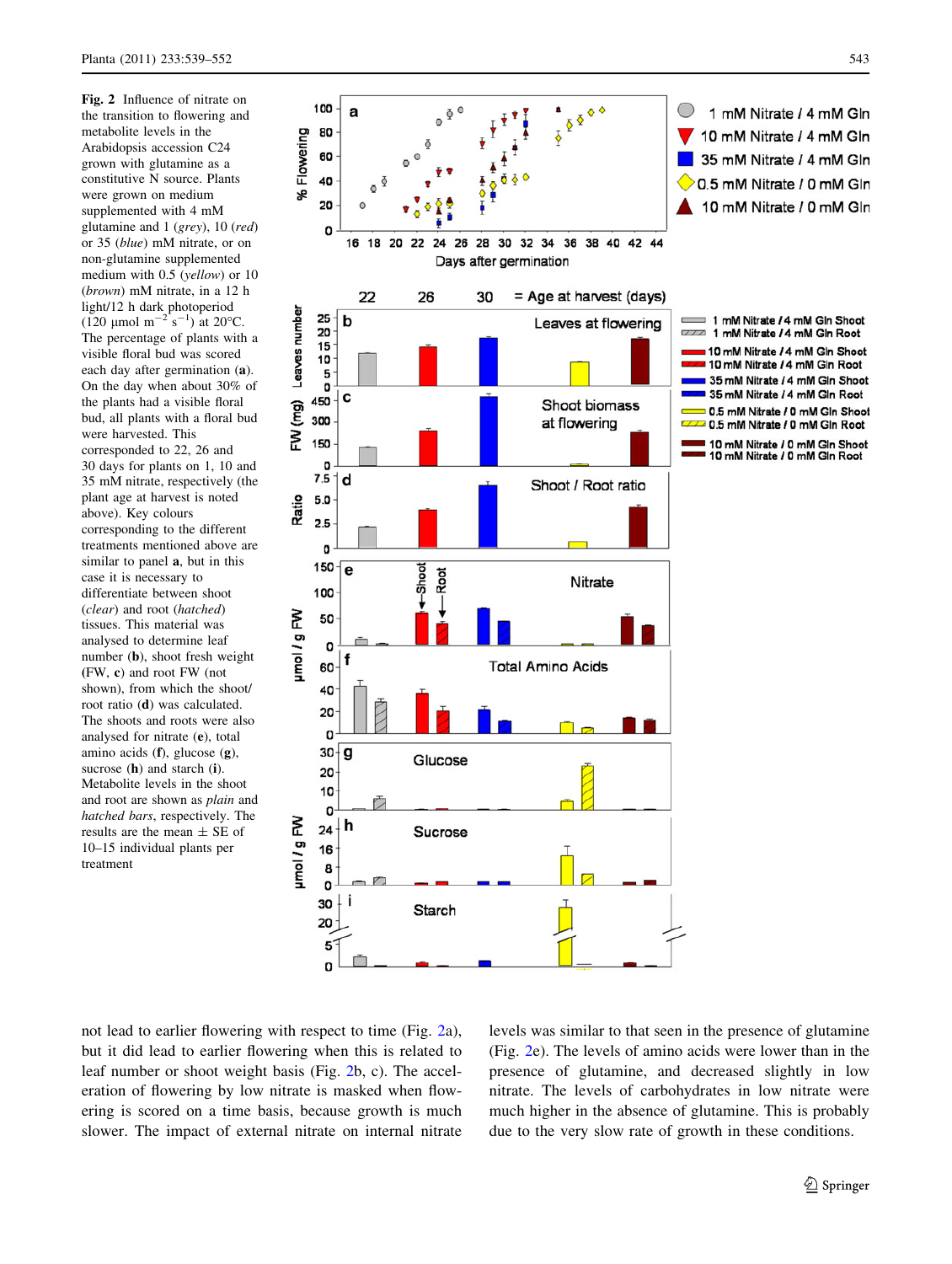**Fig. 2** Influence of nitrate on the transition to flowering and metabolite levels in the Arabidopsis accession C24 grown with glutamine as a constitutive N source. Plants were grown on medium supplemented with 4 mM glutamine and 1 (*grey*), 10 (*red*) or 35 (*blue*) mM nitrate, or on non-glutamine supplemented medium with 0.5 (*yellow*) or 10 (*brown*) mM nitrate, in a 12 h light/12 h dark photoperiod (120 μmol $m^{-2}$ $s^{-1}$) at 20°C. The percentage of plants with a visible floral bud was scored each day after germination (**a**). On the day when about 30% of the plants had a visible floral bud, all plants with a floral bud were harvested. This corresponded to 22, 26 and 30 days for plants on 1, 10 and 35 mM nitrate, respectively (the plant age at harvest is noted above). Key colours corresponding to the different treatments mentioned above are similar to panel **a**, but in this case it is necessary to differentiate between shoot (*clear*) and root (*hatched*) tissues. This material was analysed to determine leaf number (**b**), shoot fresh weight (FW, **c**) and root FW (not shown), from which the shoot/root ratio (**d**) was calculated. The shoots and roots were also analysed for nitrate (**e**), total amino acids (**f**), glucose (**g**), sucrose (**h**) and starch (**i**). Metabolite levels in the shoot and root are shown as *plain* and *hatched bars*, respectively. The results are the mean ± SE of 10–15 individual plants per treatment

not lead to earlier flowering with respect to time (Fig. 2a), but it did lead to earlier flowering when this is related to leaf number or shoot weight basis (Fig. 2b, c). The acceleration of flowering by low nitrate is masked when flowering is scored on a time basis, because growth is much slower. The impact of external nitrate on internal nitrate levels was similar to that seen in the presence of glutamine (Fig. 2e). The levels of amino acids were lower than in the presence of glutamine, and decreased slightly in low nitrate. The levels of carbohydrates in low nitrate were much higher in the absence of glutamine. This is probably due to the very slow rate of growth in these conditions.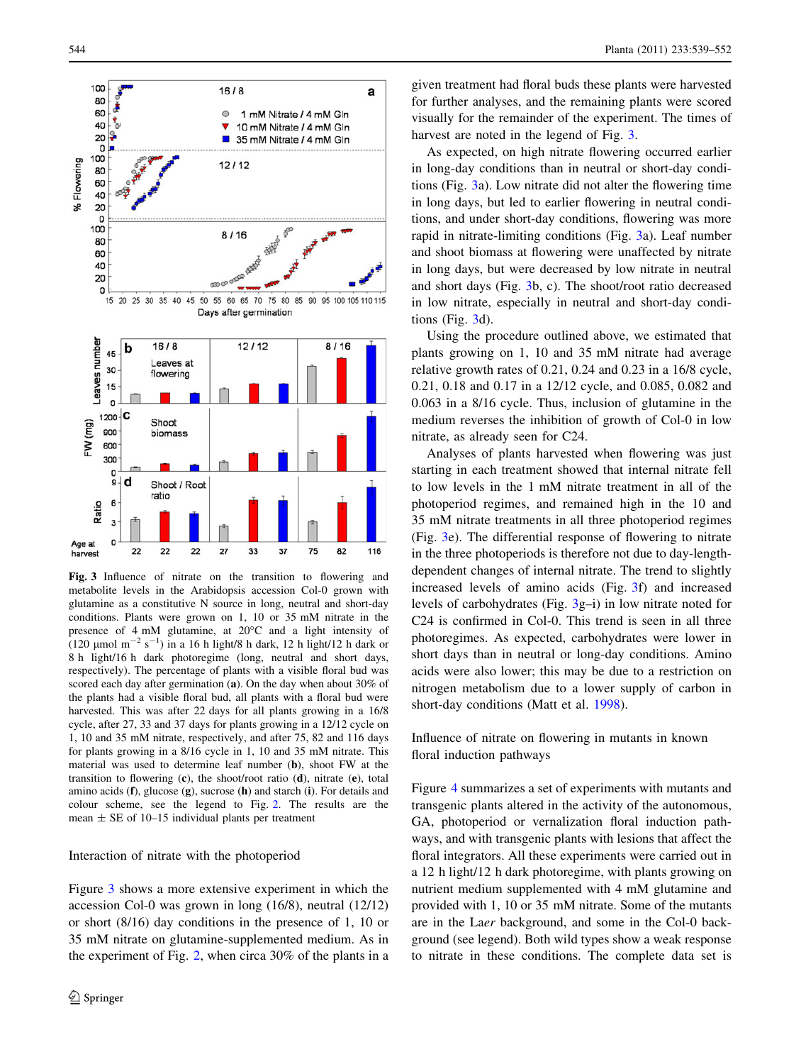**Fig. 3** Influence of nitrate on the transition to flowering and metabolite levels in the Arabidopsis accession Col-0 grown with glutamine as a constitutive N source in long, neutral and short-day conditions. Plants were grown on 1, 10 or 35 mM nitrate in the presence of 4 mM glutamine, at 20°C and a light intensity of (120 µmol $m^{-2}$ $s^{-1}$) in a 16 h light/8 h dark, 12 h light/12 h dark or 8 h light/16 h dark photoregime (long, neutral and short days, respectively). The percentage of plants with a visible floral bud was scored each day after germination (**a**). On the day when about 30% of the plants had a visible floral bud, all plants with a floral bud were harvested. This was after 22 days for all plants growing in a 16/8 cycle, after 27, 33 and 37 days for plants growing in a 12/12 cycle on 1, 10 and 35 mM nitrate, respectively, and after 75, 82 and 116 days for plants growing in a 8/16 cycle in 1, 10 and 35 mM nitrate. This material was used to determine leaf number (**b**), shoot FW at the transition to flowering (**c**), the shoot/root ratio (**d**), nitrate (**e**), total amino acids (**f**), glucose (**g**), sucrose (**h**) and starch (**i**). For details and colour scheme, see the legend to Fig. 2. The results are the mean ± SE of 10–15 individual plants per treatment

## Interaction of nitrate with the photoperiod

Figure 3 shows a more extensive experiment in which the accession Col-0 was grown in long (16/8), neutral (12/12) or short (8/16) day conditions in the presence of 1, 10 or 35 mM nitrate on glutamine-supplemented medium. As in the experiment of Fig. 2, when circa 30% of the plants in a given treatment had floral buds these plants were harvested for further analyses, and the remaining plants were scored visually for the remainder of the experiment. The times of harvest are noted in the legend of Fig. 3.

As expected, on high nitrate flowering occurred earlier in long-day conditions than in neutral or short-day conditions (Fig. 3a). Low nitrate did not alter the flowering time in long days, but led to earlier flowering in neutral conditions, and under short-day conditions, flowering was more rapid in nitrate-limiting conditions (Fig. 3a). Leaf number and shoot biomass at flowering were unaffected by nitrate in long days, but were decreased by low nitrate in neutral and short days (Fig. 3b, c). The shoot/root ratio decreased in low nitrate, especially in neutral and short-day conditions (Fig. 3d).

Using the procedure outlined above, we estimated that plants growing on 1, 10 and 35 mM nitrate had average relative growth rates of 0.21, 0.24 and 0.23 in a 16/8 cycle, 0.21, 0.18 and 0.17 in a 12/12 cycle, and 0.085, 0.082 and 0.063 in a 8/16 cycle. Thus, inclusion of glutamine in the medium reverses the inhibition of growth of Col-0 in low nitrate, as already seen for C24.

Analyses of plants harvested when flowering was just starting in each treatment showed that internal nitrate fell to low levels in the 1 mM nitrate treatment in all of the photoperiod regimes, and remained high in the 10 and 35 mM nitrate treatments in all three photoperiod regimes (Fig. 3e). The differential response of flowering to nitrate in the three photoperiods is therefore not due to day-length-dependent changes of internal nitrate. The trend to slightly increased levels of amino acids (Fig. 3f) and increased levels of carbohydrates (Fig. 3g–i) in low nitrate noted for C24 is confirmed in Col-0. This trend is seen in all three photoregimes. As expected, carbohydrates were lower in short days than in neutral or long-day conditions. Amino acids were also lower; this may be due to a restriction on nitrogen metabolism due to a lower supply of carbon in short-day conditions (Matt et al. 1998).

## Influence of nitrate on flowering in mutants in known floral induction pathways

Figure 4 summarizes a set of experiments with mutants and transgenic plants altered in the activity of the autonomous, GA, photoperiod or vernalization floral induction pathways, and with transgenic plants with lesions that affect the floral integrators. All these experiments were carried out in a 12 h light/12 h dark photoregime, with plants growing on nutrient medium supplemented with 4 mM glutamine and provided with 1, 10 or 35 mM nitrate. Some of the mutants are in the L*aer* background, and some in the Col-0 background (see legend). Both wild types show a weak response to nitrate in these conditions. The complete data set is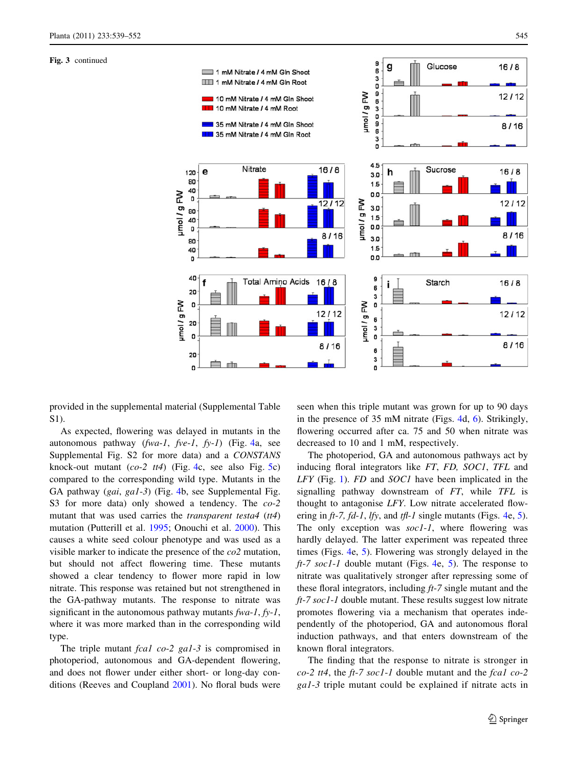**Fig. 3** continued

provided in the supplemental material (Supplemental Table S1).

As expected, flowering was delayed in mutants in the autonomous pathway (*fwa-1*, *fve-1*, *fy-1*) (Fig. 4a, see Supplemental Fig. S2 for more data) and a *CONSTANS* knock-out mutant (*co-2 tt4*) (Fig. 4c, see also Fig. 5c) compared to the corresponding wild type. Mutants in the GA pathway (*gai*, *ga1-3*) (Fig. 4b, see Supplemental Fig. S3 for more data) only showed a tendency. The *co-2* mutant that was used carries the *transparent testa4* (*tt4*) mutation (Putterill et al. 1995; Onouchi et al. 2000). This causes a white seed colour phenotype and was used as a visible marker to indicate the presence of the *co2* mutation, but should not affect flowering time. These mutants showed a clear tendency to flower more rapid in low nitrate. This response was retained but not strengthened in the GA-pathway mutants. The response to nitrate was significant in the autonomous pathway mutants *fwa-1*, *fy-1*, where it was more marked than in the corresponding wild type.

The triple mutant *fca1 co-2 ga1-3* is compromised in photoperiod, autonomous and GA-dependent flowering, and does not flower under either short- or long-day conditions (Reeves and Coupland 2001). No floral buds were seen when this triple mutant was grown for up to 90 days in the presence of 35 mM nitrate (Figs. 4d, 6). Strikingly, flowering occurred after ca. 75 and 50 when nitrate was decreased to 10 and 1 mM, respectively.

The photoperiod, GA and autonomous pathways act by inducing floral integrators like *FT*, *FD*, *SOC1*, *TFL* and *LFY* (Fig. 1). *FD* and *SOC1* have been implicated in the signalling pathway downstream of *FT*, while *TFL* is thought to antagonise *LFY*. Low nitrate accelerated flowering in *ft-7, fd-1*, *lfy*, and *tfl-1* single mutants (Figs. 4e, 5). The only exception was *soc1-1*, where flowering was hardly delayed. The latter experiment was repeated three times (Figs. 4e, 5). Flowering was strongly delayed in the *ft-7 soc1-1* double mutant (Figs. 4e, 5). The response to nitrate was qualitatively stronger after repressing some of these floral integrators, including *ft-7* single mutant and the *ft-7 soc1-1* double mutant. These results suggest low nitrate promotes flowering via a mechanism that operates independently of the photoperiod, GA and autonomous floral induction pathways, and that enters downstream of the known floral integrators.

The finding that the response to nitrate is stronger in *co-2 tt4*, the *ft-7 soc1-1* double mutant and the *fca1 co-2 ga1-3* triple mutant could be explained if nitrate acts in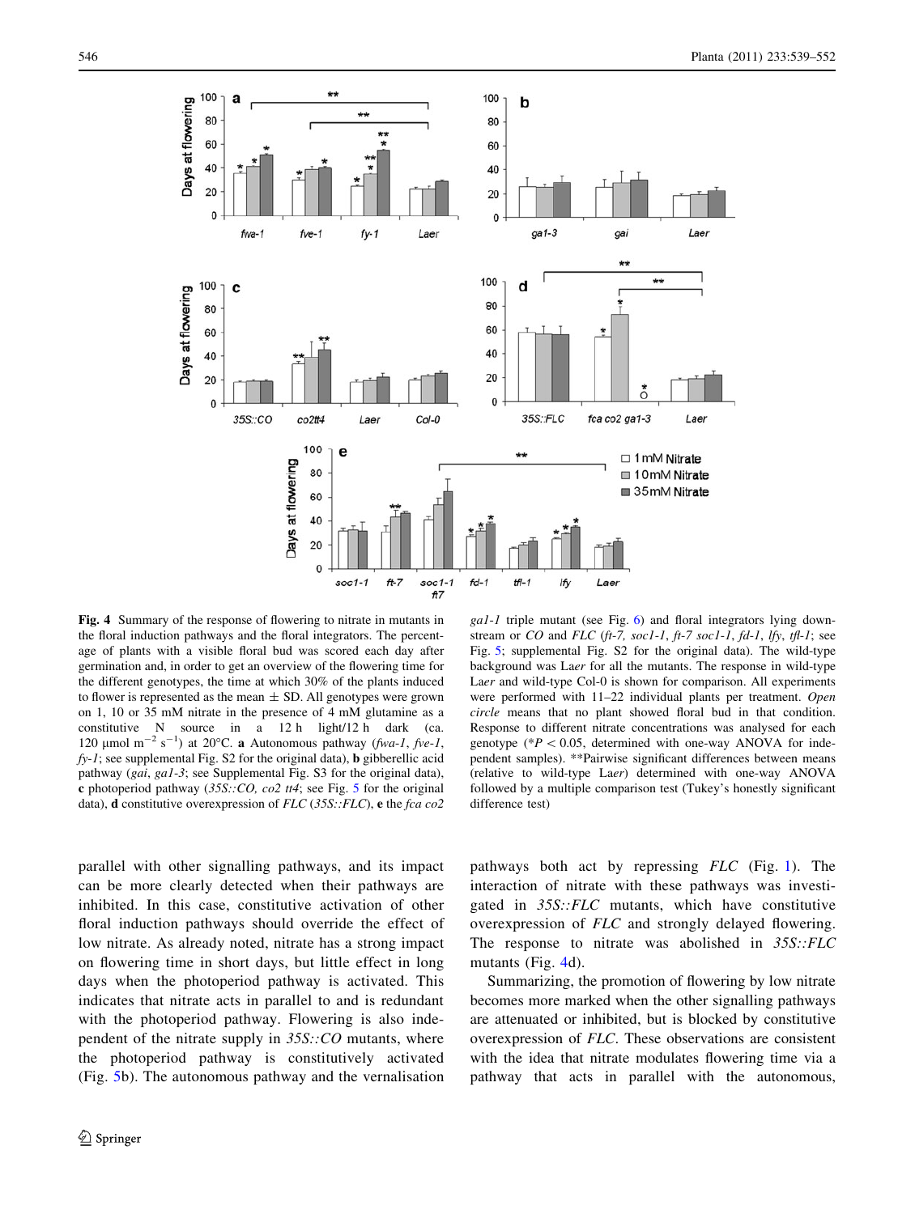**Fig. 4** Summary of the response of flowering to nitrate in mutants in the floral induction pathways and the floral integrators. The percentage of plants with a visible floral bud was scored each day after germination and, in order to get an overview of the flowering time for the different genotypes, the time at which 30% of the plants induced to flower is represented as the mean ± SD. All genotypes were grown on 1, 10 or 35 mM nitrate in the presence of 4 mM glutamine as a constitutive N source in a 12 h light/12 h dark (ca. 120 µmol $m^{-2}$ $s^{-1}$) at 20°C. **a** Autonomous pathway (*fwa-1*, *fve-1*, *fy-1*; see supplemental Fig. S2 for the original data), **b** gibberellic acid pathway (*gai*, *ga1-3*; see Supplemental Fig. S3 for the original data), **c** photoperiod pathway (*35S::CO*, *co2 tt4*; see Fig. 5 for the original data), **d** constitutive overexpression of *FLC* (*35S::FLC*), **e** the *fca co2 ga1-1* triple mutant (see Fig. 6) and floral integrators lying downstream or *CO* and *FLC* (*ft-7*, *soc1-1*, *ft-7 soc1-1*, *fd-1*, *lfy*, *tfl-1*; see Fig. 5; supplemental Fig. S2 for the original data). The wild-type background was L*aer* for all the mutants. The response in wild-type L*aer* and wild-type Col-0 is shown for comparison. All experiments were performed with 11–22 individual plants per treatment. *Open circle* means that no plant showed floral bud in that condition. Response to different nitrate concentrations was analysed for each genotype (*$P < 0.05$, determined with one-way ANOVA for independent samples). **Pairwise significant differences between means (relative to wild-type L*aer*) determined with one-way ANOVA followed by a multiple comparison test (Tukey's honestly significant difference test)

parallel with other signalling pathways, and its impact can be more clearly detected when their pathways are inhibited. In this case, constitutive activation of other floral induction pathways should override the effect of low nitrate. As already noted, nitrate has a strong impact on flowering time in short days, but little effect in long days when the photoperiod pathway is activated. This indicates that nitrate acts in parallel to and is redundant with the photoperiod pathway. Flowering is also independent of the nitrate supply in *35S::CO* mutants, where the photoperiod pathway is constitutively activated (Fig. 5b). The autonomous pathway and the vernalisation pathways both act by repressing *FLC* (Fig. 1). The interaction of nitrate with these pathways was investigated in *35S::FLC* mutants, which have constitutive overexpression of *FLC* and strongly delayed flowering. The response to nitrate was abolished in *35S::FLC* mutants (Fig. 4d).

Summarizing, the promotion of flowering by low nitrate becomes more marked when the other signalling pathways are attenuated or inhibited, but is blocked by constitutive overexpression of *FLC*. These observations are consistent with the idea that nitrate modulates flowering time via a pathway that acts in parallel with the autonomous,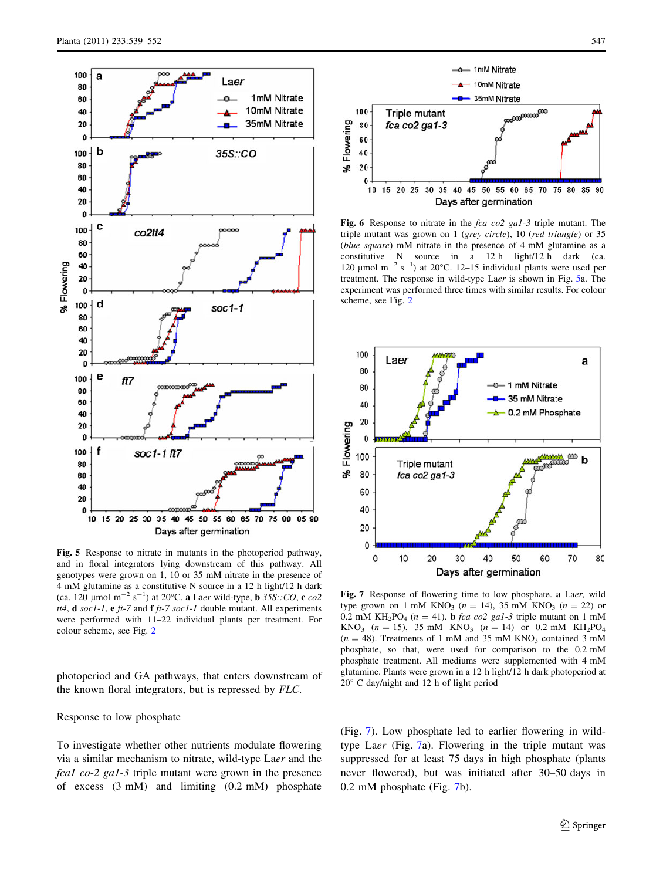**Fig. 5** Response to nitrate in mutants in the photoperiod pathway, and in floral integrators lying downstream of this pathway. All genotypes were grown on 1, 10 or 35 mM nitrate in the presence of 4 mM glutamine as a constitutive N source in a 12 h light/12 h dark (ca. 120 µmol m$^{-2}$ s$^{-1}$) at 20°C. **a** L*aer* wild-type, **b** *35S::CO*, **c** *co2 tt4*, **d** *soc1-1*, **e** *ft-7* and **f** *ft-7 soc1-1* double mutant. All experiments were performed with 11–22 individual plants per treatment. For colour scheme, see Fig. 2

photoperiod and GA pathways, that enters downstream of the known floral integrators, but is repressed by *FLC*.

## Response to low phosphate

To investigate whether other nutrients modulate flowering via a similar mechanism to nitrate, wild-type L*aer* and the *fca1 co-2 ga1-3* triple mutant were grown in the presence of excess (3 mM) and limiting (0.2 mM) phosphate

**Fig. 6** Response to nitrate in the *fca co2 ga1-3* triple mutant. The triple mutant was grown on 1 (*grey circle*), 10 (*red triangle*) or 35 (*blue square*) mM nitrate in the presence of 4 mM glutamine as a constitutive N source in a 12 h light/12 h dark (ca. 120 µmol m$^{-2}$ s$^{-1}$) at 20°C. 12–15 individual plants were used per treatment. The response in wild-type L*aer* is shown in Fig. 5a. The experiment was performed three times with similar results. For colour scheme, see Fig. 2

**Fig. 7** Response of flowering time to low phosphate. **a** L*aer,* wild type grown on 1 mM $KNO_3$ ($n = 14$), 35 mM $KNO_3$ ($n = 22$) or 0.2 mM $KH_2PO_4$ ($n = 41$). **b** *fca co2 ga1-3* triple mutant on 1 mM $KNO_3$ ($n = 15$), 35 mM $KNO_3$ ($n = 14$) or 0.2 mM $KH_2PO_4$ ($n = 48$). Treatments of 1 mM and 35 mM $KNO_3$ contained 3 mM phosphate, so that, were used for comparison to the 0.2 mM phosphate treatment. All mediums were supplemented with 4 mM glutamine. Plants were grown in a 12 h light/12 h dark photoperiod at 20° C day/night and 12 h of light period

(Fig. 7). Low phosphate led to earlier flowering in wild-type L*aer* (Fig. 7a). Flowering in the triple mutant was suppressed for at least 75 days in high phosphate (plants never flowered), but was initiated after 30–50 days in 0.2 mM phosphate (Fig. 7b).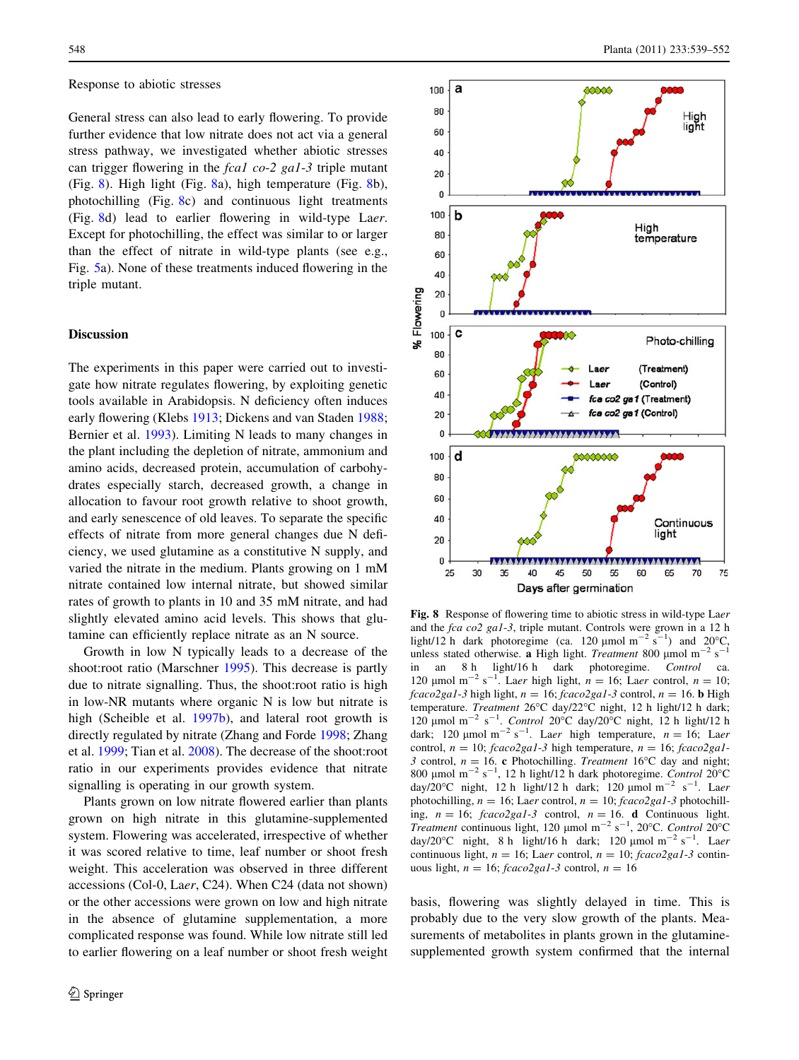Response to abiotic stresses

General stress can also lead to early flowering. To provide further evidence that low nitrate does not act via a general stress pathway, we investigated whether abiotic stresses can trigger flowering in the *fca1 co-2 ga1-3* triple mutant (Fig. 8). High light (Fig. 8a), high temperature (Fig. 8b), photochilling (Fig. 8c) and continuous light treatments (Fig. 8d) lead to earlier flowering in wild-type L*aer*. Except for photochilling, the effect was similar to or larger than the effect of nitrate in wild-type plants (see e.g., Fig. 5a). None of these treatments induced flowering in the triple mutant.

## Discussion

The experiments in this paper were carried out to investigate how nitrate regulates flowering, by exploiting genetic tools available in Arabidopsis. N deficiency often induces early flowering (Klebs 1913; Dickens and van Staden 1988; Bernier et al. 1993). Limiting N leads to many changes in the plant including the depletion of nitrate, ammonium and amino acids, decreased protein, accumulation of carbohydrates especially starch, decreased growth, a change in allocation to favour root growth relative to shoot growth, and early senescence of old leaves. To separate the specific effects of nitrate from more general changes due N deficiency, we used glutamine as a constitutive N supply, and varied the nitrate in the medium. Plants growing on 1 mM nitrate contained low internal nitrate, but showed similar rates of growth to plants in 10 and 35 mM nitrate, and had slightly elevated amino acid levels. This shows that glutamine can efficiently replace nitrate as an N source.

Growth in low N typically leads to a decrease of the shoot:root ratio (Marschner 1995). This decrease is partly due to nitrate signalling. Thus, the shoot:root ratio is high in low-NR mutants where organic N is low but nitrate is high (Scheible et al. 1997b), and lateral root growth is directly regulated by nitrate (Zhang and Forde 1998; Zhang et al. 1999; Tian et al. 2008). The decrease of the shoot:root ratio in our experiments provides evidence that nitrate signalling is operating in our growth system.

Plants grown on low nitrate flowered earlier than plants grown on high nitrate in this glutamine-supplemented system. Flowering was accelerated, irrespective of whether it was scored relative to time, leaf number or shoot fresh weight. This acceleration was observed in three different accessions (Col-0, L*aer*, C24). When C24 (data not shown) or the other accessions were grown on low and high nitrate in the absence of glutamine supplementation, a more complicated response was found. While low nitrate still led to earlier flowering on a leaf number or shoot fresh weight basis, flowering was slightly delayed in time. This is probably due to the very slow growth of the plants. Measurements of metabolites in plants grown in the glutamine-supplemented growth system confirmed that the internal

**Fig. 8** Response of flowering time to abiotic stress in wild-type L*aer* and the *fca co2 ga1-3*, triple mutant. Controls were grown in a 12 h light/12 h dark photoregime (ca. 120 μmol $m^{-2}$ $s^{-1}$) and 20°C, unless stated otherwise. **a** High light. *Treatment* 800 μmol $m^{-2}$ $s^{-1}$ in an 8 h light/16 h dark photoregime. *Control* ca. 120 μmol $m^{-2}$ $s^{-1}$. L*aer* high light, $n = 16$; L*aer* control, $n = 10$; *fcaco2ga1-3* high light, $n = 16$; *fcaco2ga1-3* control, $n = 16$. **b** High temperature. *Treatment* 26°C day/22°C night, 12 h light/12 h dark; 120 μmol $m^{-2}$ $s^{-1}$. *Control* 20°C day/20°C night, 12 h light/12 h dark; 120 μmol $m^{-2}$ $s^{-1}$. L*aer* high temperature, $n = 16$; L*aer* control, $n = 10$; *fcaco2ga1-3* high temperature, $n = 16$; *fcaco2ga1-3* control, $n = 16$. **c** Photochilling. *Treatment* 16°C day and night; 800 μmol $m^{-2}$ $s^{-1}$, 12 h light/12 h dark photoregime. *Control* 20°C day/20°C night, 12 h light/12 h dark; 120 μmol $m^{-2}$ $s^{-1}$. L*aer* photochilling, $n = 16$; L*aer* control, $n = 10$; *fcaco2ga1-3* photochilling, $n = 16$; *fcaco2ga1-3* control, $n = 16$. **d** Continuous light. *Treatment* continuous light, 120 μmol $m^{-2}$ $s^{-1}$, 20°C. *Control* 20°C day/20°C night, 8 h light/16 h dark; 120 μmol $m^{-2}$ $s^{-1}$. L*aer* continuous light, $n = 16$; L*aer* control, $n = 10$; *fcaco2ga1-3* continuous light, $n = 16$; *fcaco2ga1-3* control, $n = 16$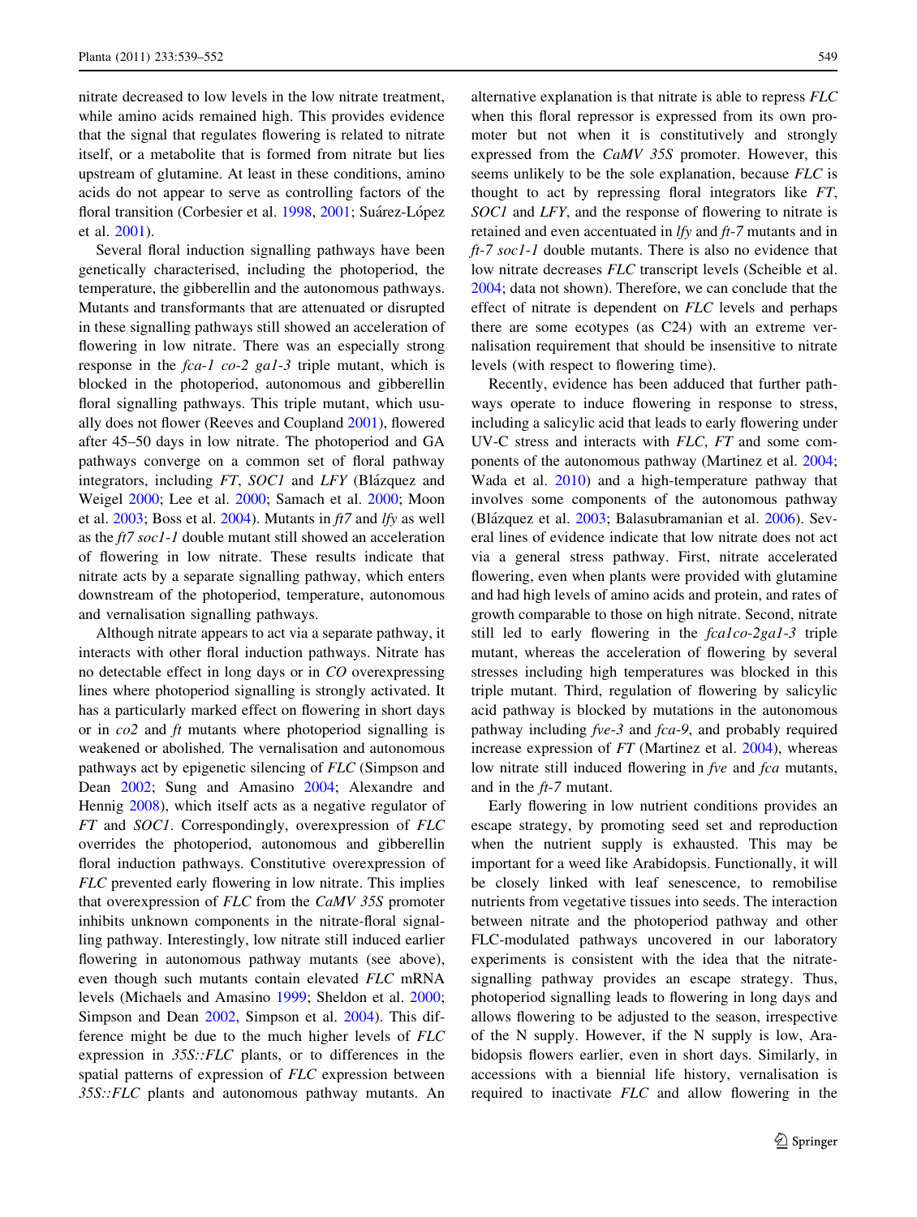nitrate decreased to low levels in the low nitrate treatment, while amino acids remained high. This provides evidence that the signal that regulates flowering is related to nitrate itself, or a metabolite that is formed from nitrate but lies upstream of glutamine. At least in these conditions, amino acids do not appear to serve as controlling factors of the floral transition (Corbesier et al. 1998, 2001; Suárez-López et al. 2001).

Several floral induction signalling pathways have been genetically characterised, including the photoperiod, the temperature, the gibberellin and the autonomous pathways. Mutants and transformants that are attenuated or disrupted in these signalling pathways still showed an acceleration of flowering in low nitrate. There was an especially strong response in the *fca-1 co-2 ga1-3* triple mutant, which is blocked in the photoperiod, autonomous and gibberellin floral signalling pathways. This triple mutant, which usually does not flower (Reeves and Coupland 2001), flowered after 45–50 days in low nitrate. The photoperiod and GA pathways converge on a common set of floral pathway integrators, including *FT*, *SOC1* and *LFY* (Blázquez and Weigel 2000; Lee et al. 2000; Samach et al. 2000; Moon et al. 2003; Boss et al. 2004). Mutants in *ft7* and *lfy* as well as the *ft7 soc1-1* double mutant still showed an acceleration of flowering in low nitrate. These results indicate that nitrate acts by a separate signalling pathway, which enters downstream of the photoperiod, temperature, autonomous and vernalisation signalling pathways.

Although nitrate appears to act via a separate pathway, it interacts with other floral induction pathways. Nitrate has no detectable effect in long days or in *CO* overexpressing lines where photoperiod signalling is strongly activated. It has a particularly marked effect on flowering in short days or in *co2* and *ft* mutants where photoperiod signalling is weakened or abolished. The vernalisation and autonomous pathways act by epigenetic silencing of *FLC* (Simpson and Dean 2002; Sung and Amasino 2004; Alexandre and Hennig 2008), which itself acts as a negative regulator of *FT* and *SOC1*. Correspondingly, overexpression of *FLC* overrides the photoperiod, autonomous and gibberellin floral induction pathways. Constitutive overexpression of *FLC* prevented early flowering in low nitrate. This implies that overexpression of *FLC* from the *CaMV 35S* promoter inhibits unknown components in the nitrate-floral signalling pathway. Interestingly, low nitrate still induced earlier flowering in autonomous pathway mutants (see above), even though such mutants contain elevated *FLC* mRNA levels (Michaels and Amasino 1999; Sheldon et al. 2000; Simpson and Dean 2002, Simpson et al. 2004). This difference might be due to the much higher levels of *FLC* expression in *35S::FLC* plants, or to differences in the spatial patterns of expression of *FLC* expression between *35S::FLC* plants and autonomous pathway mutants. An alternative explanation is that nitrate is able to repress *FLC* when this floral repressor is expressed from its own promoter but not when it is constitutively and strongly expressed from the *CaMV 35S* promoter. However, this seems unlikely to be the sole explanation, because *FLC* is thought to act by repressing floral integrators like *FT*, *SOC1* and *LFY*, and the response of flowering to nitrate is retained and even accentuated in *lfy* and *ft-7* mutants and in *ft-7 soc1-1* double mutants. There is also no evidence that low nitrate decreases *FLC* transcript levels (Scheible et al. 2004; data not shown). Therefore, we can conclude that the effect of nitrate is dependent on *FLC* levels and perhaps there are some ecotypes (as C24) with an extreme vernalisation requirement that should be insensitive to nitrate levels (with respect to flowering time).

Recently, evidence has been adduced that further pathways operate to induce flowering in response to stress, including a salicylic acid that leads to early flowering under UV-C stress and interacts with *FLC*, *FT* and some components of the autonomous pathway (Martinez et al. 2004; Wada et al. 2010) and a high-temperature pathway that involves some components of the autonomous pathway (Blázquez et al. 2003; Balasubramanian et al. 2006). Several lines of evidence indicate that low nitrate does not act via a general stress pathway. First, nitrate accelerated flowering, even when plants were provided with glutamine and had high levels of amino acids and protein, and rates of growth comparable to those on high nitrate. Second, nitrate still led to early flowering in the *fca1co-2ga1-3* triple mutant, whereas the acceleration of flowering by several stresses including high temperatures was blocked in this triple mutant. Third, regulation of flowering by salicylic acid pathway is blocked by mutations in the autonomous pathway including *fve-3* and *fca-9*, and probably required increase expression of *FT* (Martinez et al. 2004), whereas low nitrate still induced flowering in *fve* and *fca* mutants, and in the *ft-7* mutant.

Early flowering in low nutrient conditions provides an escape strategy, by promoting seed set and reproduction when the nutrient supply is exhausted. This may be important for a weed like Arabidopsis. Functionally, it will be closely linked with leaf senescence, to remobilise nutrients from vegetative tissues into seeds. The interaction between nitrate and the photoperiod pathway and other FLC-modulated pathways uncovered in our laboratory experiments is consistent with the idea that the nitrate-signalling pathway provides an escape strategy. Thus, photoperiod signalling leads to flowering in long days and allows flowering to be adjusted to the season, irrespective of the N supply. However, if the N supply is low, Arabidopsis flowers earlier, even in short days. Similarly, in accessions with a biennial life history, vernalisation is required to inactivate *FLC* and allow flowering in the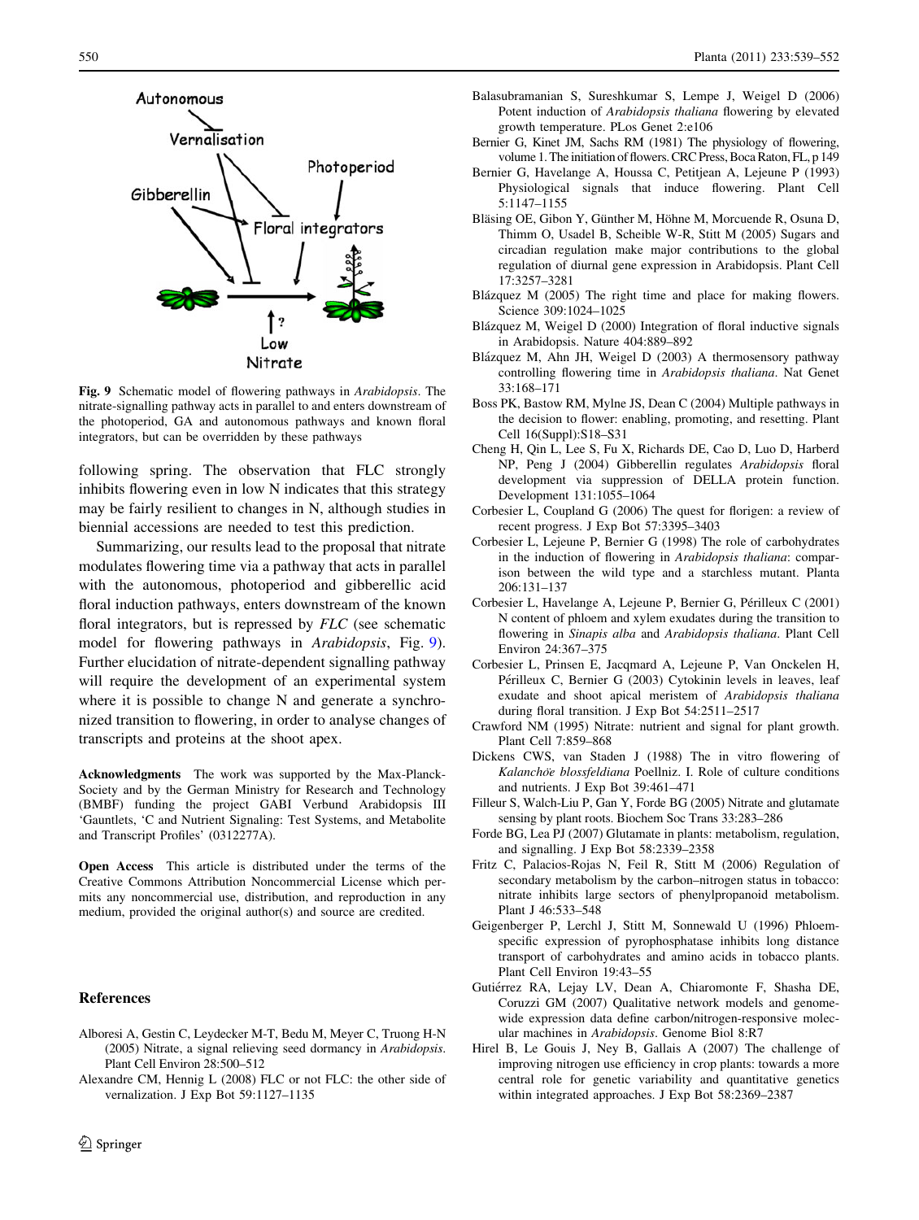Fig. 9 Schematic model of flowering pathways in *Arabidopsis*. The nitrate-signalling pathway acts in parallel to and enters downstream of the photoperiod, GA and autonomous pathways and known floral integrators, but can be overridden by these pathways

following spring. The observation that FLC strongly inhibits flowering even in low N indicates that this strategy may be fairly resilient to changes in N, although studies in biennial accessions are needed to test this prediction.

Summarizing, our results lead to the proposal that nitrate modulates flowering time via a pathway that acts in parallel with the autonomous, photoperiod and gibberellic acid floral induction pathways, enters downstream of the known floral integrators, but is repressed by *FLC* (see schematic model for flowering pathways in *Arabidopsis*, Fig. 9). Further elucidation of nitrate-dependent signalling pathway will require the development of an experimental system where it is possible to change N and generate a synchronized transition to flowering, in order to analyse changes of transcripts and proteins at the shoot apex.

**Acknowledgments** The work was supported by the Max-Planck-Society and by the German Ministry for Research and Technology (BMBF) funding the project GABI Verbund Arabidopsis III 'Gauntlets, 'C and Nutrient Signaling: Test Systems, and Metabolite and Transcript Profiles' (0312277A).

**Open Access** This article is distributed under the terms of the Creative Commons Attribution Noncommercial License which permits any noncommercial use, distribution, and reproduction in any medium, provided the original author(s) and source are credited.

## References

Alboresi A, Gestin C, Leydecker M-T, Bedu M, Meyer C, Truong H-N (2005) Nitrate, a signal relieving seed dormancy in *Arabidopsis*. Plant Cell Environ 28:500–512

Alexandre CM, Hennig L (2008) FLC or not FLC: the other side of vernalization. J Exp Bot 59:1127–1135

Balasubramanian S, Sureshkumar S, Lempe J, Weigel D (2006) Potent induction of *Arabidopsis thaliana* flowering by elevated growth temperature. PLos Genet 2:e106

Bernier G, Kinet JM, Sachs RM (1981) The physiology of flowering, volume 1. The initiation of flowers. CRC Press, Boca Raton, FL, p 149

Bernier G, Havelange A, Houssa C, Petitjean A, Lejeune P (1993) Physiological signals that induce flowering. Plant Cell 5:1147–1155

Bläsing OE, Gibon Y, Günther M, Höhne M, Morcuende R, Osuna D, Thimm O, Usadel B, Scheible W-R, Stitt M (2005) Sugars and circadian regulation make major contributions to the global regulation of diurnal gene expression in Arabidopsis. Plant Cell 17:3257–3281

Blázquez M (2005) The right time and place for making flowers. Science 309:1024–1025

Blázquez M, Weigel D (2000) Integration of floral inductive signals in Arabidopsis. Nature 404:889–892

Blázquez M, Ahn JH, Weigel D (2003) A thermosensory pathway controlling flowering time in *Arabidopsis thaliana*. Nat Genet 33:168–171

Boss PK, Bastow RM, Mylne JS, Dean C (2004) Multiple pathways in the decision to flower: enabling, promoting, and resetting. Plant Cell 16(Suppl):S18–S31

Cheng H, Qin L, Lee S, Fu X, Richards DE, Cao D, Luo D, Harberd NP, Peng J (2004) Gibberellin regulates *Arabidopsis* floral development via suppression of DELLA protein function. Development 131:1055–1064

Corbesier L, Coupland G (2006) The quest for florigen: a review of recent progress. J Exp Bot 57:3395–3403

Corbesier L, Lejeune P, Bernier G (1998) The role of carbohydrates in the induction of flowering in *Arabidopsis thaliana*: comparison between the wild type and a starchless mutant. Planta 206:131–137

Corbesier L, Havelange A, Lejeune P, Bernier G, Périlleux C (2001) N content of phloem and xylem exudates during the transition to flowering in *Sinapis alba* and *Arabidopsis thaliana*. Plant Cell Environ 24:367–375

Corbesier L, Prinsen E, Jacqmard A, Lejeune P, Van Onckelen H, Périlleux C, Bernier G (2003) Cytokinin levels in leaves, leaf exudate and shoot apical meristem of *Arabidopsis thaliana* during floral transition. J Exp Bot 54:2511–2517

Crawford NM (1995) Nitrate: nutrient and signal for plant growth. Plant Cell 7:859–868

Dickens CWS, van Staden J (1988) The in vitro flowering of *Kalanchoë blossfeldiana* Poellniz. I. Role of culture conditions and nutrients. J Exp Bot 39:461–471

Filleur S, Walch-Liu P, Gan Y, Forde BG (2005) Nitrate and glutamate sensing by plant roots. Biochem Soc Trans 33:283–286

Forde BG, Lea PJ (2007) Glutamate in plants: metabolism, regulation, and signalling. J Exp Bot 58:2339–2358

Fritz C, Palacios-Rojas N, Feil R, Stitt M (2006) Regulation of secondary metabolism by the carbon–nitrogen status in tobacco: nitrate inhibits large sectors of phenylpropanoid metabolism. Plant J 46:533–548

Geigenberger P, Lerchl J, Stitt M, Sonnewald U (1996) Phloem-specific expression of pyrophosphatase inhibits long distance transport of carbohydrates and amino acids in tobacco plants. Plant Cell Environ 19:43–55

Gutiérrez RA, Lejay LV, Dean A, Chiaromonte F, Shasha DE, Coruzzi GM (2007) Qualitative network models and genome-wide expression data define carbon/nitrogen-responsive molecular machines in *Arabidopsis*. Genome Biol 8:R7

Hirel B, Le Gouis J, Ney B, Gallais A (2007) The challenge of improving nitrogen use efficiency in crop plants: towards a more central role for genetic variability and quantitative genetics within integrated approaches. J Exp Bot 58:2369–2387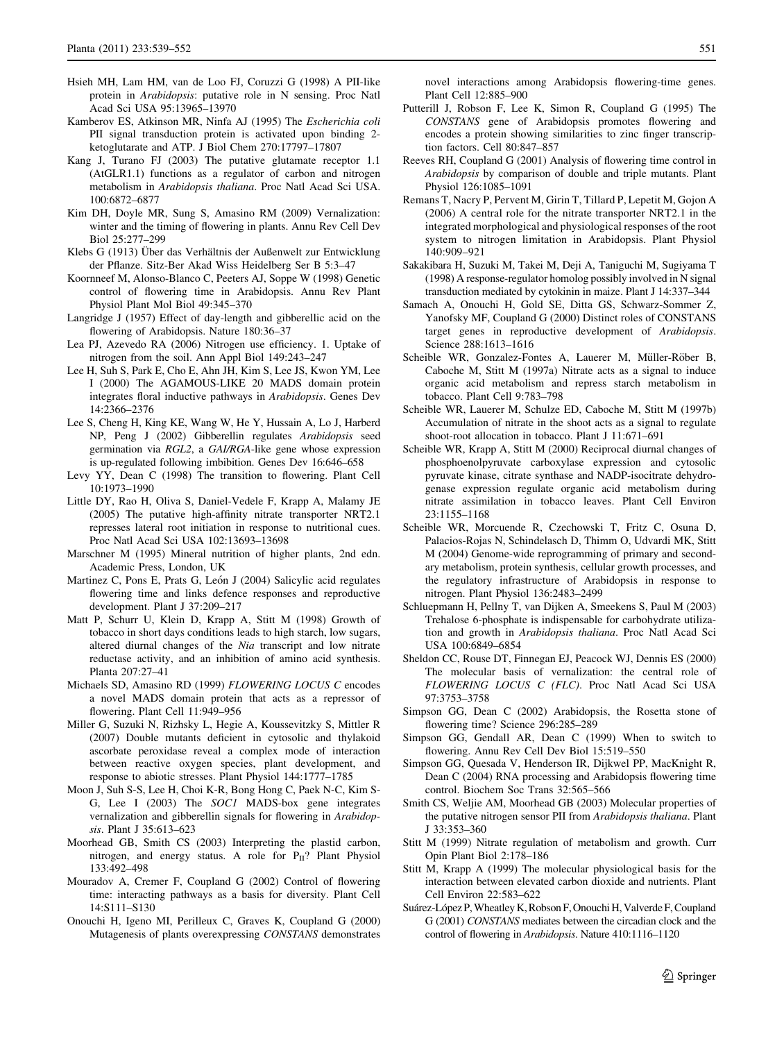Hsieh MH, Lam HM, van de Loo FJ, Coruzzi G (1998) A PII-like protein in *Arabidopsis*: putative role in N sensing. Proc Natl Acad Sci USA 95:13965–13970

Kamberov ES, Atkinson MR, Ninfa AJ (1995) The *Escherichia coli* PII signal transduction protein is activated upon binding 2-ketoglutarate and ATP. J Biol Chem 270:17797–17807

Kang J, Turano FJ (2003) The putative glutamate receptor 1.1 (AtGLR1.1) functions as a regulator of carbon and nitrogen metabolism in *Arabidopsis thaliana*. Proc Natl Acad Sci USA. 100:6872–6877

Kim DH, Doyle MR, Sung S, Amasino RM (2009) Vernalization: winter and the timing of flowering in plants. Annu Rev Cell Dev Biol 25:277–299

Klebs G (1913) Über das Verhältnis der Außenwelt zur Entwicklung der Pflanze. Sitz-Ber Akad Wiss Heidelberg Ser B 5:3–47

Koornneef M, Alonso-Blanco C, Peeters AJ, Soppe W (1998) Genetic control of flowering time in Arabidopsis. Annu Rev Plant Physiol Plant Mol Biol 49:345–370

Langridge J (1957) Effect of day-length and gibberellic acid on the flowering of Arabidopsis. Nature 180:36–37

Lea PJ, Azevedo RA (2006) Nitrogen use efficiency. 1. Uptake of nitrogen from the soil. Ann Appl Biol 149:243–247

Lee H, Suh S, Park E, Cho E, Ahn JH, Kim S, Lee JS, Kwon YM, Lee I (2000) The AGAMOUS-LIKE 20 MADS domain protein integrates floral inductive pathways in *Arabidopsis*. Genes Dev 14:2366–2376

Lee S, Cheng H, King KE, Wang W, He Y, Hussain A, Lo J, Harberd NP, Peng J (2002) Gibberellin regulates *Arabidopsis* seed germination via *RGL2*, a *GAI/RGA*-like gene whose expression is up-regulated following imbibition. Genes Dev 16:646–658

Levy YY, Dean C (1998) The transition to flowering. Plant Cell 10:1973–1990

Little DY, Rao H, Oliva S, Daniel-Vedele F, Krapp A, Malamy JE (2005) The putative high-affinity nitrate transporter NRT2.1 represses lateral root initiation in response to nutritional cues. Proc Natl Acad Sci USA 102:13693–13698

Marschner M (1995) Mineral nutrition of higher plants, 2nd edn. Academic Press, London, UK

Martinez C, Pons E, Prats G, León J (2004) Salicylic acid regulates flowering time and links defence responses and reproductive development. Plant J 37:209–217

Matt P, Schurr U, Klein D, Krapp A, Stitt M (1998) Growth of tobacco in short days conditions leads to high starch, low sugars, altered diurnal changes of the *Nia* transcript and low nitrate reductase activity, and an inhibition of amino acid synthesis. Planta 207:27–41

Michaels SD, Amasino RD (1999) *FLOWERING LOCUS C* encodes a novel MADS domain protein that acts as a repressor of flowering. Plant Cell 11:949–956

Miller G, Suzuki N, Rizhsky L, Hegie A, Koussevitzky S, Mittler R (2007) Double mutants deficient in cytosolic and thylakoid ascorbate peroxidase reveal a complex mode of interaction between reactive oxygen species, plant development, and response to abiotic stresses. Plant Physiol 144:1777–1785

Moon J, Suh S-S, Lee H, Choi K-R, Bong Hong C, Paek N-C, Kim S-G, Lee I (2003) The *SOC1* MADS-box gene integrates vernalization and gibberellin signals for flowering in *Arabidopsis*. Plant J 35:613–623

Moorhead GB, Smith CS (2003) Interpreting the plastid carbon, nitrogen, and energy status. A role for $P_{II}$? Plant Physiol 133:492–498

Mouradov A, Cremer F, Coupland G (2002) Control of flowering time: interacting pathways as a basis for diversity. Plant Cell 14:S111–S130

Onouchi H, Igeno MI, Perilleux C, Graves K, Coupland G (2000) Mutagenesis of plants overexpressing *CONSTANS* demonstrates novel interactions among Arabidopsis flowering-time genes. Plant Cell 12:885–900

Putterill J, Robson F, Lee K, Simon R, Coupland G (1995) The *CONSTANS* gene of Arabidopsis promotes flowering and encodes a protein showing similarities to zinc finger transcription factors. Cell 80:847–857

Reeves RH, Coupland G (2001) Analysis of flowering time control in *Arabidopsis* by comparison of double and triple mutants. Plant Physiol 126:1085–1091

Remans T, Nacry P, Pervent M, Girin T, Tillard P, Lepetit M, Gojon A (2006) A central role for the nitrate transporter NRT2.1 in the integrated morphological and physiological responses of the root system to nitrogen limitation in Arabidopsis. Plant Physiol 140:909–921

Sakakibara H, Suzuki M, Takei M, Deji A, Taniguchi M, Sugiyama T (1998) A response-regulator homolog possibly involved in N signal transduction mediated by cytokinin in maize. Plant J 14:337–344

Samach A, Onouchi H, Gold SE, Ditta GS, Schwarz-Sommer Z, Yanofsky MF, Coupland G (2000) Distinct roles of CONSTANS target genes in reproductive development of *Arabidopsis*. Science 288:1613–1616

Scheible WR, Gonzalez-Fontes A, Lauerer M, Müller-Röber B, Caboche M, Stitt M (1997a) Nitrate acts as a signal to induce organic acid metabolism and repress starch metabolism in tobacco. Plant Cell 9:783–798

Scheible WR, Lauerer M, Schulze ED, Caboche M, Stitt M (1997b) Accumulation of nitrate in the shoot acts as a signal to regulate shoot-root allocation in tobacco. Plant J 11:671–691

Scheible WR, Krapp A, Stitt M (2000) Reciprocal diurnal changes of phosphoenolpyruvate carboxylase expression and cytosolic pyruvate kinase, citrate synthase and NADP-isocitrate dehydrogenase expression regulate organic acid metabolism during nitrate assimilation in tobacco leaves. Plant Cell Environ 23:1155–1168

Scheible WR, Morcuende R, Czechowski T, Fritz C, Osuna D, Palacios-Rojas N, Schindelasch D, Thimm O, Udvardi MK, Stitt M (2004) Genome-wide reprogramming of primary and secondary metabolism, protein synthesis, cellular growth processes, and the regulatory infrastructure of Arabidopsis in response to nitrogen. Plant Physiol 136:2483–2499

Schluepmann H, Pellny T, van Dijken A, Smeekens S, Paul M (2003) Trehalose 6-phosphate is indispensable for carbohydrate utilization and growth in *Arabidopsis thaliana*. Proc Natl Acad Sci USA 100:6849–6854

Sheldon CC, Rouse DT, Finnegan EJ, Peacock WJ, Dennis ES (2000) The molecular basis of vernalization: the central role of *FLOWERING LOCUS C (FLC)*. Proc Natl Acad Sci USA 97:3753–3758

Simpson GG, Dean C (2002) Arabidopsis, the Rosetta stone of flowering time? Science 296:285–289

Simpson GG, Gendall AR, Dean C (1999) When to switch to flowering. Annu Rev Cell Dev Biol 15:519–550

Simpson GG, Quesada V, Henderson IR, Dijkwel PP, MacKnight R, Dean C (2004) RNA processing and Arabidopsis flowering time control. Biochem Soc Trans 32:565–566

Smith CS, Weljie AM, Moorhead GB (2003) Molecular properties of the putative nitrogen sensor PII from *Arabidopsis thaliana*. Plant J 33:353–360

Stitt M (1999) Nitrate regulation of metabolism and growth. Curr Opin Plant Biol 2:178–186

Stitt M, Krapp A (1999) The molecular physiological basis for the interaction between elevated carbon dioxide and nutrients. Plant Cell Environ 22:583–622

Suárez-López P, Wheatley K, Robson F, Onouchi H, Valverde F, Coupland G (2001) *CONSTANS* mediates between the circadian clock and the control of flowering in *Arabidopsis*. Nature 410:1116–1120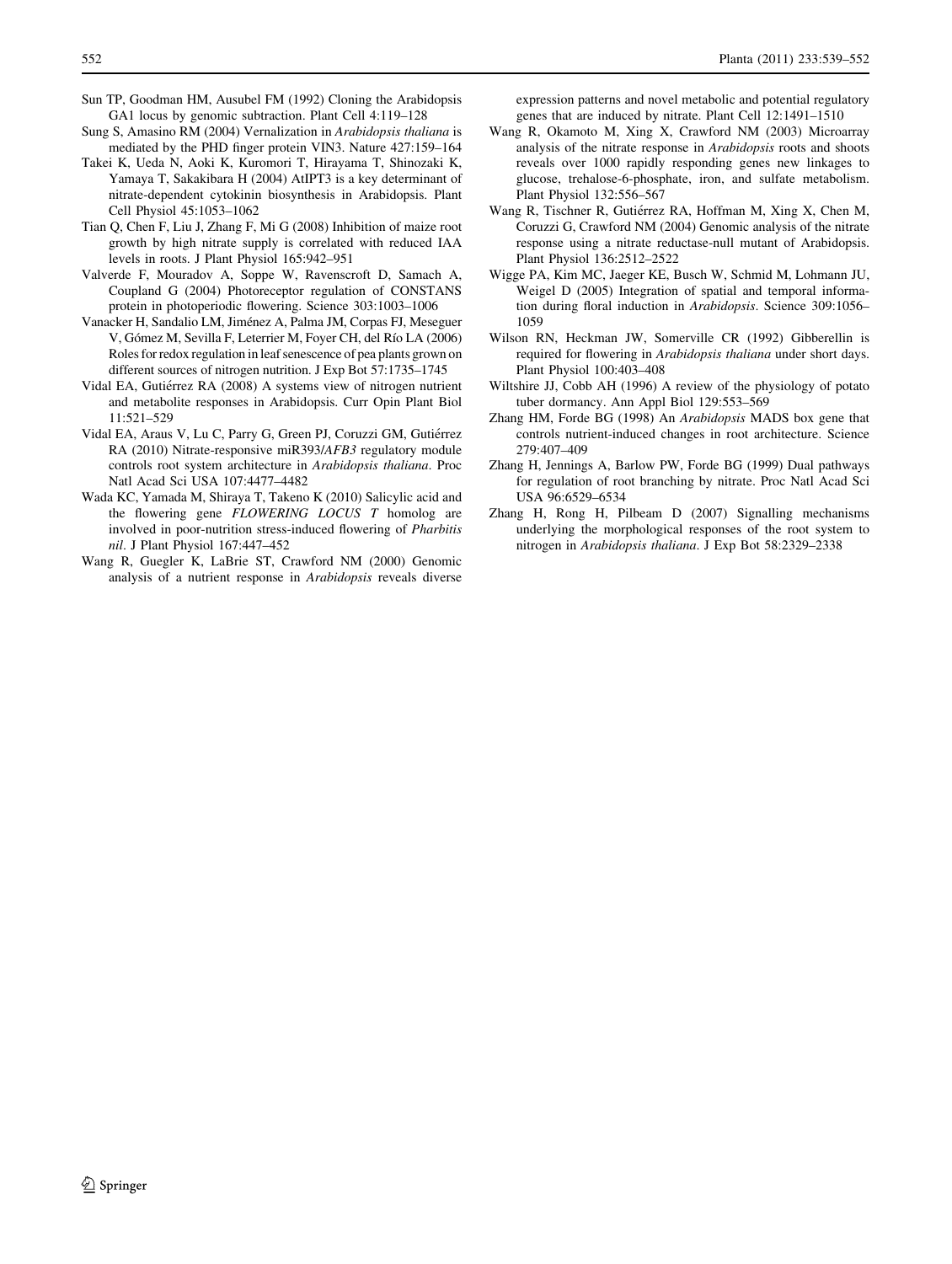Sun TP, Goodman HM, Ausubel FM (1992) Cloning the Arabidopsis GA1 locus by genomic subtraction. Plant Cell 4:119–128

Sung S, Amasino RM (2004) Vernalization in *Arabidopsis thaliana* is mediated by the PHD finger protein VIN3. Nature 427:159–164

Takei K, Ueda N, Aoki K, Kuromori T, Hirayama T, Shinozaki K, Yamaya T, Sakakibara H (2004) AtIPT3 is a key determinant of nitrate-dependent cytokinin biosynthesis in Arabidopsis. Plant Cell Physiol 45:1053–1062

Tian Q, Chen F, Liu J, Zhang F, Mi G (2008) Inhibition of maize root growth by high nitrate supply is correlated with reduced IAA levels in roots. J Plant Physiol 165:942–951

Valverde F, Mouradov A, Soppe W, Ravenscroft D, Samach A, Coupland G (2004) Photoreceptor regulation of CONSTANS protein in photoperiodic flowering. Science 303:1003–1006

Vanacker H, Sandalio LM, Jiménez A, Palma JM, Corpas FJ, Meseguer V, Gómez M, Sevilla F, Leterrier M, Foyer CH, del Río LA (2006) Roles for redox regulation in leaf senescence of pea plants grown on different sources of nitrogen nutrition. J Exp Bot 57:1735–1745

Vidal EA, Gutiérrez RA (2008) A systems view of nitrogen nutrient and metabolite responses in Arabidopsis. Curr Opin Plant Biol 11:521–529

Vidal EA, Araus V, Lu C, Parry G, Green PJ, Coruzzi GM, Gutiérrez RA (2010) Nitrate-responsive miR393/*AFB3* regulatory module controls root system architecture in *Arabidopsis thaliana*. Proc Natl Acad Sci USA 107:4477–4482

Wada KC, Yamada M, Shiraya T, Takeno K (2010) Salicylic acid and the flowering gene *FLOWERING LOCUS T* homolog are involved in poor-nutrition stress-induced flowering of *Pharbitis nil*. J Plant Physiol 167:447–452

Wang R, Guegler K, LaBrie ST, Crawford NM (2000) Genomic analysis of a nutrient response in *Arabidopsis* reveals diverse expression patterns and novel metabolic and potential regulatory genes that are induced by nitrate. Plant Cell 12:1491–1510

Wang R, Okamoto M, Xing X, Crawford NM (2003) Microarray analysis of the nitrate response in *Arabidopsis* roots and shoots reveals over 1000 rapidly responding genes new linkages to glucose, trehalose-6-phosphate, iron, and sulfate metabolism. Plant Physiol 132:556–567

Wang R, Tischner R, Gutiérrez RA, Hoffman M, Xing X, Chen M, Coruzzi G, Crawford NM (2004) Genomic analysis of the nitrate response using a nitrate reductase-null mutant of Arabidopsis. Plant Physiol 136:2512–2522

Wigge PA, Kim MC, Jaeger KE, Busch W, Schmid M, Lohmann JU, Weigel D (2005) Integration of spatial and temporal information during floral induction in *Arabidopsis*. Science 309:1056–1059

Wilson RN, Heckman JW, Somerville CR (1992) Gibberellin is required for flowering in *Arabidopsis thaliana* under short days. Plant Physiol 100:403–408

Wiltshire JJ, Cobb AH (1996) A review of the physiology of potato tuber dormancy. Ann Appl Biol 129:553–569

Zhang HM, Forde BG (1998) An *Arabidopsis* MADS box gene that controls nutrient-induced changes in root architecture. Science 279:407–409

Zhang H, Jennings A, Barlow PW, Forde BG (1999) Dual pathways for regulation of root branching by nitrate. Proc Natl Acad Sci USA 96:6529–6534

Zhang H, Rong H, Pilbeam D (2007) Signalling mechanisms underlying the morphological responses of the root system to nitrogen in *Arabidopsis thaliana*. J Exp Bot 58:2329–2338